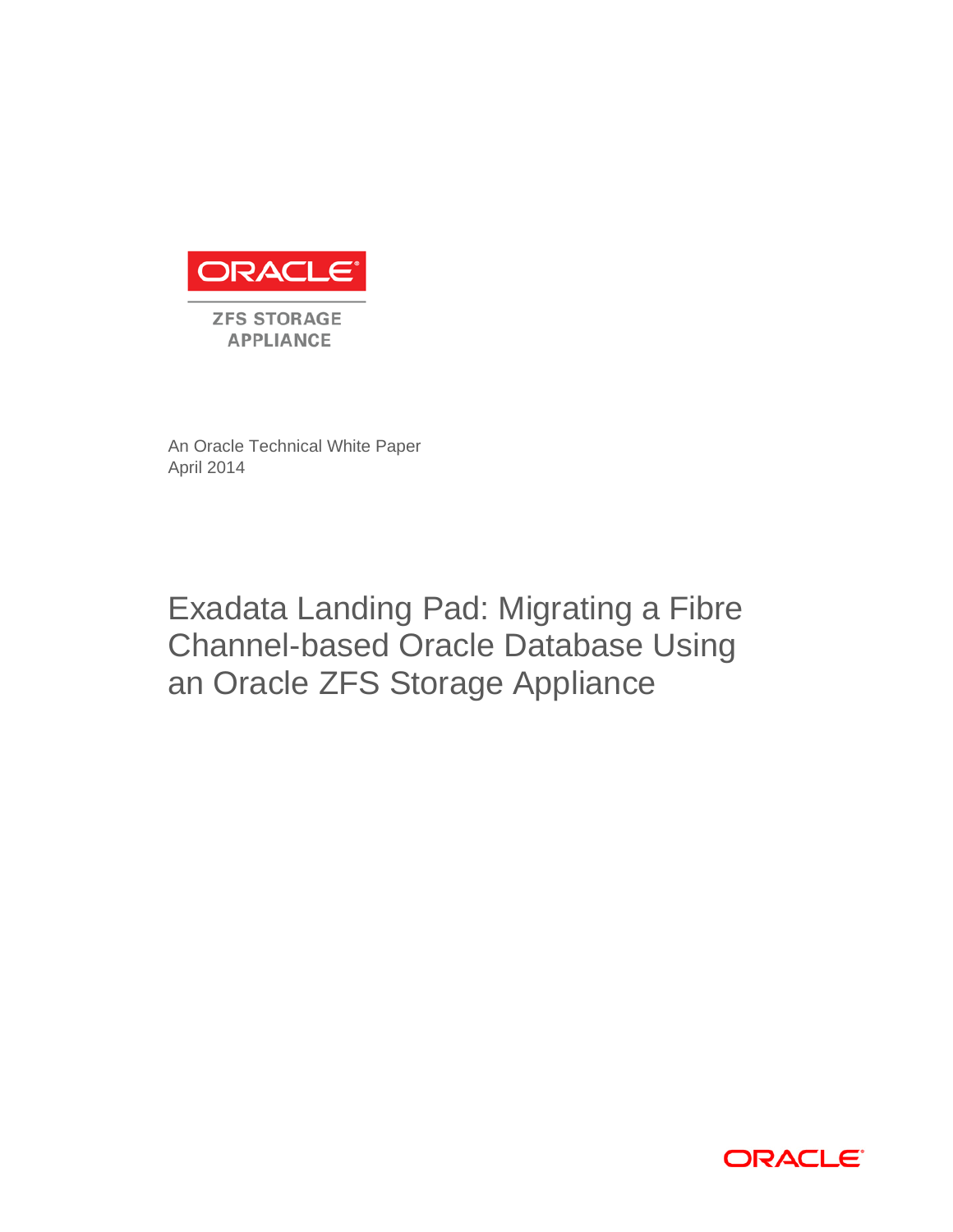ORACLE

ZFS STORAGE APPLIANCE

An Oracle Technical White Paper
April 2014

# Exadata Landing Pad: Migrating a Fibre Channel-based Oracle Database Using an Oracle ZFS Storage Appliance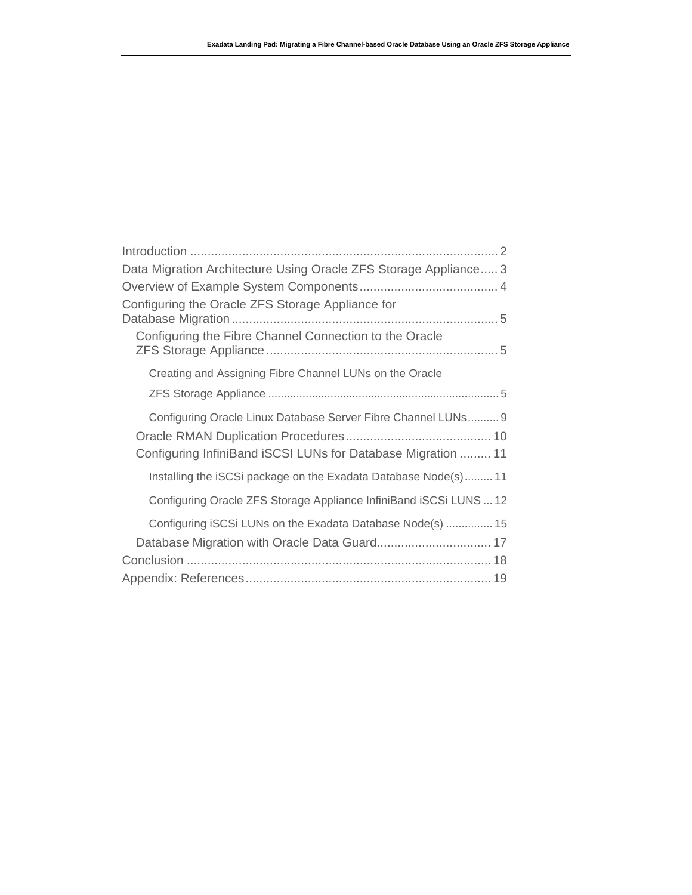Introduction ........................................................................................ 2
Data Migration Architecture Using Oracle ZFS Storage Appliance ..... 3
Overview of Example System Components ....................................... 4
Configuring the Oracle ZFS Storage Appliance for Database Migration ............................................................................ 5
  Configuring the Fibre Channel Connection to the Oracle ZFS Storage Appliance .................................................................. 5
    Creating and Assigning Fibre Channel LUNs on the Oracle ZFS Storage Appliance ......................................................................... 5
    Configuring Oracle Linux Database Server Fibre Channel LUNs .......... 9
  Oracle RMAN Duplication Procedures .......................................... 10
  Configuring InfiniBand iSCSI LUNs for Database Migration ......... 11
    Installing the iSCSi package on the Exadata Database Node(s) ......... 11
    Configuring Oracle ZFS Storage Appliance InfiniBand iSCSi LUNS ... 12
    Configuring iSCSi LUNs on the Exadata Database Node(s) ............... 15
  Database Migration with Oracle Data Guard................................. 17
Conclusion ....................................................................................... 18
Appendix: References ...................................................................... 19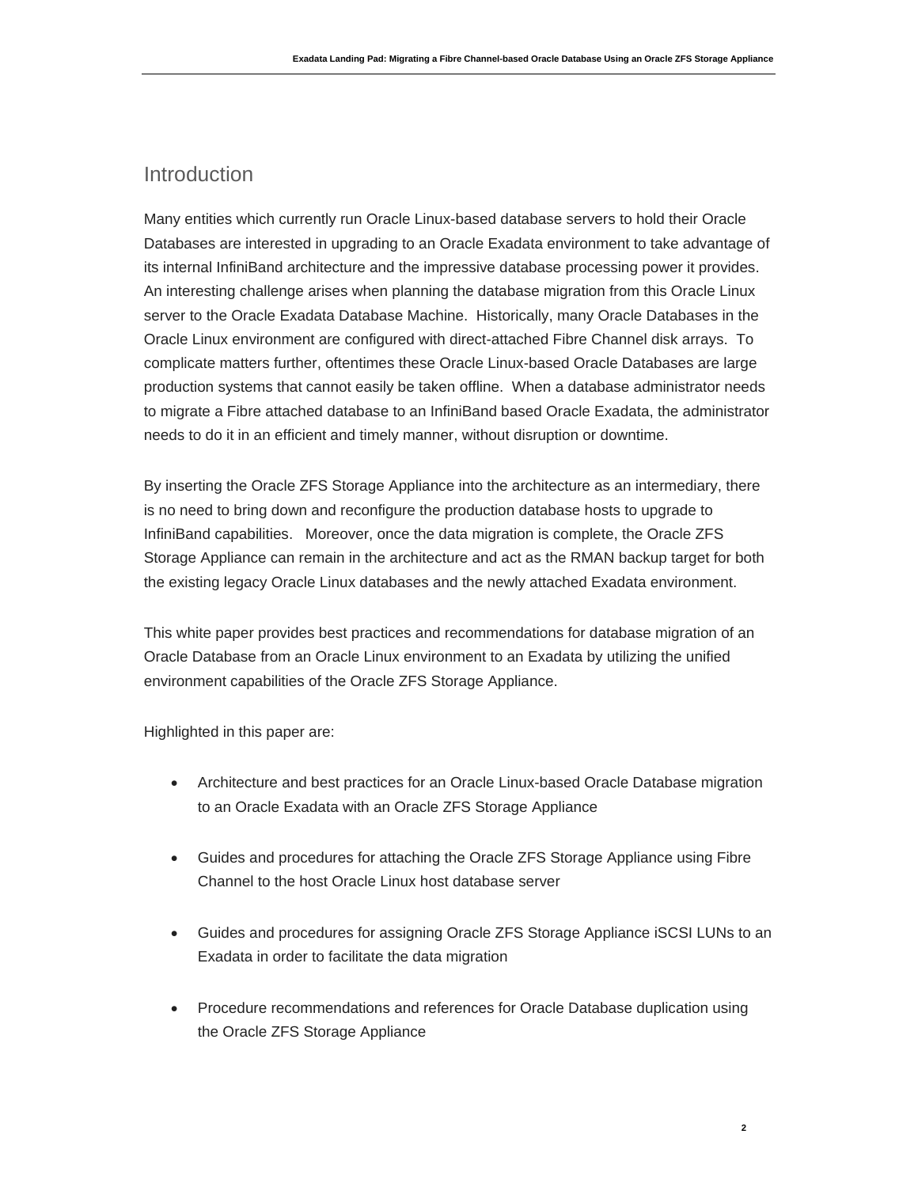## Introduction

Many entities which currently run Oracle Linux-based database servers to hold their Oracle Databases are interested in upgrading to an Oracle Exadata environment to take advantage of its internal InfiniBand architecture and the impressive database processing power it provides. An interesting challenge arises when planning the database migration from this Oracle Linux server to the Oracle Exadata Database Machine. Historically, many Oracle Databases in the Oracle Linux environment are configured with direct-attached Fibre Channel disk arrays. To complicate matters further, oftentimes these Oracle Linux-based Oracle Databases are large production systems that cannot easily be taken offline. When a database administrator needs to migrate a Fibre attached database to an InfiniBand based Oracle Exadata, the administrator needs to do it in an efficient and timely manner, without disruption or downtime.

By inserting the Oracle ZFS Storage Appliance into the architecture as an intermediary, there is no need to bring down and reconfigure the production database hosts to upgrade to InfiniBand capabilities. Moreover, once the data migration is complete, the Oracle ZFS Storage Appliance can remain in the architecture and act as the RMAN backup target for both the existing legacy Oracle Linux databases and the newly attached Exadata environment.

This white paper provides best practices and recommendations for database migration of an Oracle Database from an Oracle Linux environment to an Exadata by utilizing the unified environment capabilities of the Oracle ZFS Storage Appliance.

Highlighted in this paper are:

- Architecture and best practices for an Oracle Linux-based Oracle Database migration to an Oracle Exadata with an Oracle ZFS Storage Appliance
- Guides and procedures for attaching the Oracle ZFS Storage Appliance using Fibre Channel to the host Oracle Linux host database server
- Guides and procedures for assigning Oracle ZFS Storage Appliance iSCSI LUNs to an Exadata in order to facilitate the data migration
- Procedure recommendations and references for Oracle Database duplication using the Oracle ZFS Storage Appliance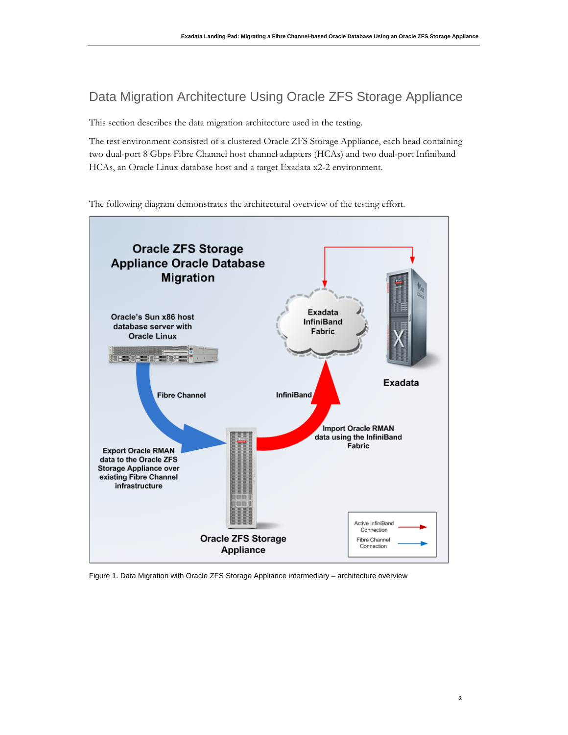## Data Migration Architecture Using Oracle ZFS Storage Appliance

This section describes the data migration architecture used in the testing.

The test environment consisted of a clustered Oracle ZFS Storage Appliance, each head containing two dual-port 8 Gbps Fibre Channel host channel adapters (HCAs) and two dual-port Infiniband HCAs, an Oracle Linux database host and a target Exadata x2-2 environment.

The following diagram demonstrates the architectural overview of the testing effort.

Figure 1. Data Migration with Oracle ZFS Storage Appliance intermediary – architecture overview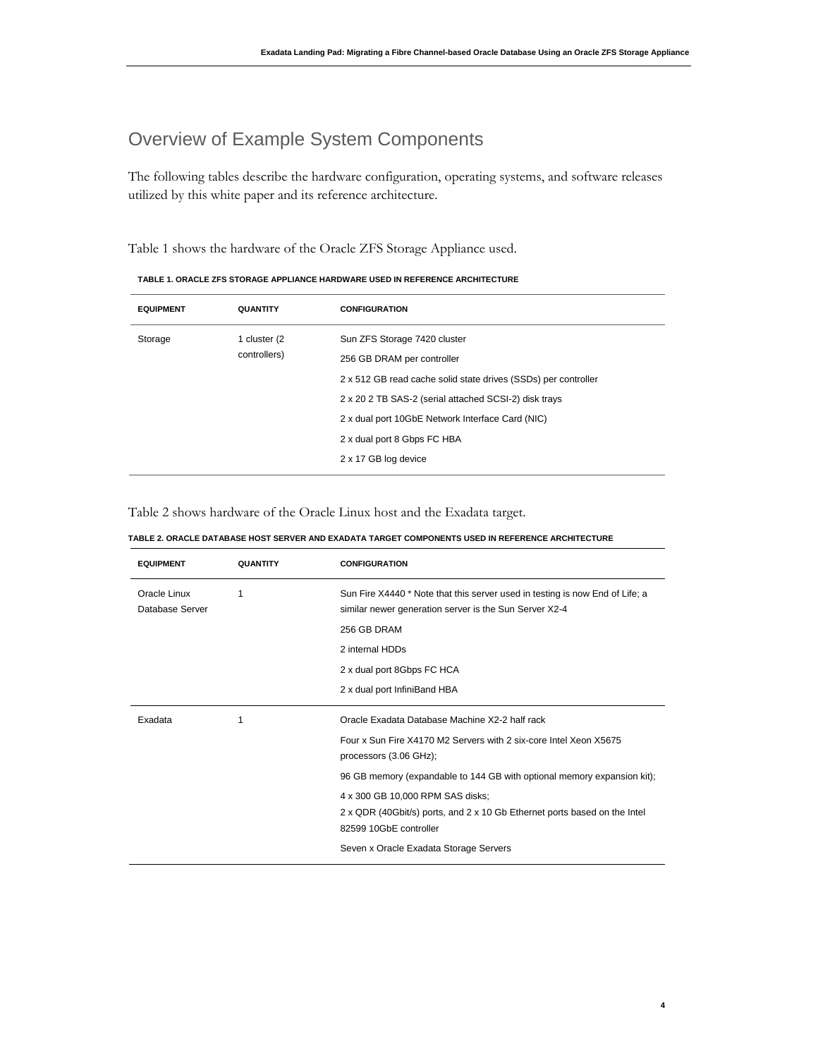## Overview of Example System Components

The following tables describe the hardware configuration, operating systems, and software releases utilized by this white paper and its reference architecture.

Table 1 shows the hardware of the Oracle ZFS Storage Appliance used.

**TABLE 1. ORACLE ZFS STORAGE APPLIANCE HARDWARE USED IN REFERENCE ARCHITECTURE**

| EQUIPMENT | QUANTITY | CONFIGURATION |
| --- | --- | --- |
| Storage | 1 cluster (2 controllers) | Sun ZFS Storage 7420 cluster |
| | | 256 GB DRAM per controller |
| | | 2 x 512 GB read cache solid state drives (SSDs) per controller |
| | | 2 x 20 2 TB SAS-2 (serial attached SCSI-2) disk trays |
| | | 2 x dual port 10GbE Network Interface Card (NIC) |
| | | 2 x dual port 8 Gbps FC HBA |
| | | 2 x 17 GB log device |

Table 2 shows hardware of the Oracle Linux host and the Exadata target.

**TABLE 2. ORACLE DATABASE HOST SERVER AND EXADATA TARGET COMPONENTS USED IN REFERENCE ARCHITECTURE**

| EQUIPMENT | QUANTITY | CONFIGURATION |
| --- | --- | --- |
| Oracle Linux Database Server | 1 | Sun Fire X4440 * Note that this server used in testing is now End of Life; a similar newer generation server is the Sun Server X2-4 |
| | | 256 GB DRAM |
| | | 2 internal HDDs |
| | | 2 x dual port 8Gbps FC HCA |
| | | 2 x dual port InfiniBand HBA |
| Exadata | 1 | Oracle Exadata Database Machine X2-2 half rack |
| | | Four x Sun Fire X4170 M2 Servers with 2 six-core Intel Xeon X5675 processors (3.06 GHz); |
| | | 96 GB memory (expandable to 144 GB with optional memory expansion kit); |
| | | 4 x 300 GB 10,000 RPM SAS disks;<br>2 x QDR (40Gbit/s) ports, and 2 x 10 Gb Ethernet ports based on the Intel 82599 10GbE controller |
| | | Seven x Oracle Exadata Storage Servers |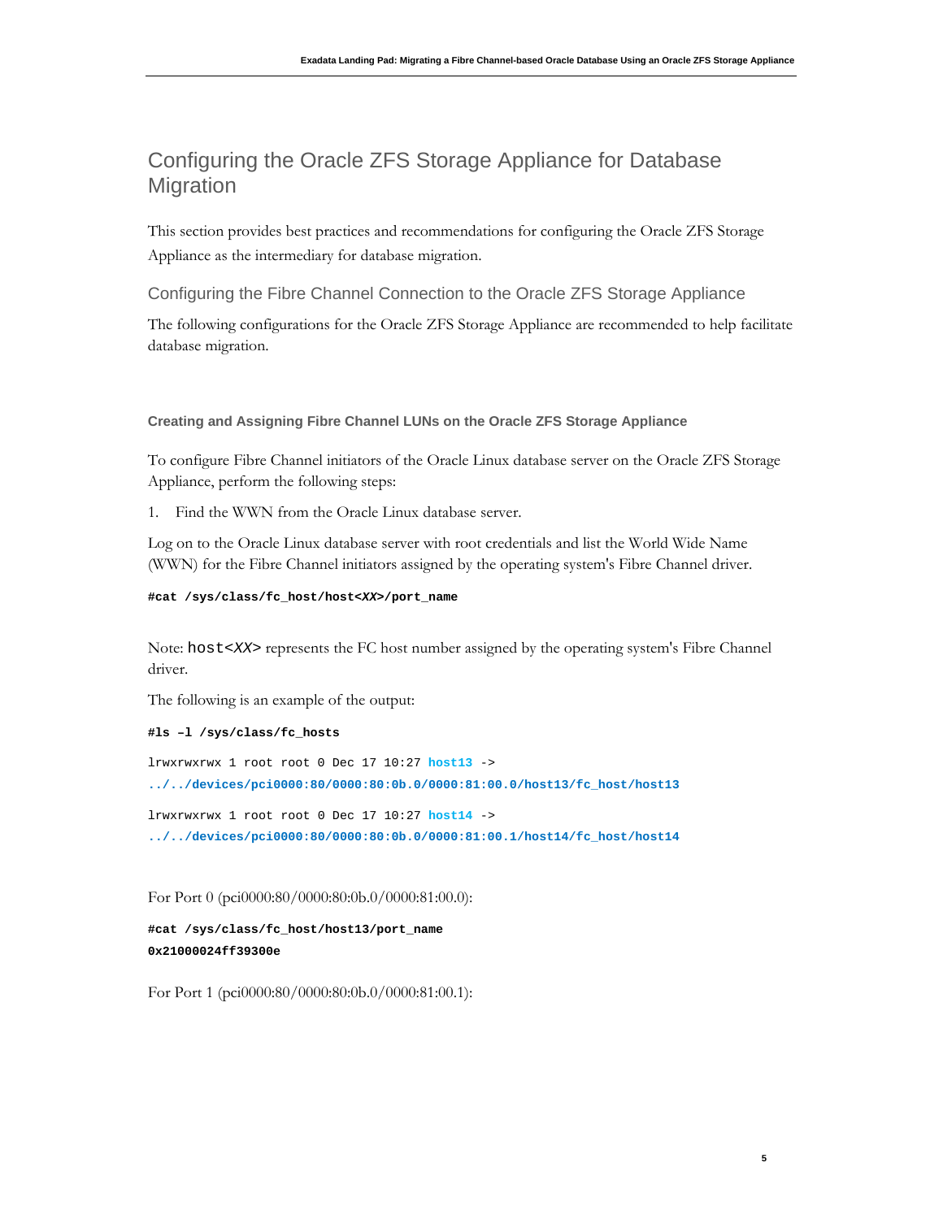## Configuring the Oracle ZFS Storage Appliance for Database Migration

This section provides best practices and recommendations for configuring the Oracle ZFS Storage Appliance as the intermediary for database migration.

### Configuring the Fibre Channel Connection to the Oracle ZFS Storage Appliance

The following configurations for the Oracle ZFS Storage Appliance are recommended to help facilitate database migration.

#### Creating and Assigning Fibre Channel LUNs on the Oracle ZFS Storage Appliance

To configure Fibre Channel initiators of the Oracle Linux database server on the Oracle ZFS Storage Appliance, perform the following steps:

1. Find the WWN from the Oracle Linux database server.

Log on to the Oracle Linux database server with root credentials and list the World Wide Name (WWN) for the Fibre Channel initiators assigned by the operating system's Fibre Channel driver.

```
#cat /sys/class/fc_host/host<XX>/port_name
```

Note: `host<XX>` represents the FC host number assigned by the operating system's Fibre Channel driver.

The following is an example of the output:

```
#ls –l /sys/class/fc_hosts

lrwxrwxrwx 1 root root 0 Dec 17 10:27 host13 ->
../../devices/pci0000:80/0000:80:0b.0/0000:81:00.0/host13/fc_host/host13

lrwxrwxrwx 1 root root 0 Dec 17 10:27 host14 ->
../../devices/pci0000:80/0000:80:0b.0/0000:81:00.1/host14/fc_host/host14
```

For Port 0 (pci0000:80/0000:80:0b.0/0000:81:00.0):

```
#cat /sys/class/fc_host/host13/port_name
0x21000024ff39300e
```

For Port 1 (pci0000:80/0000:80:0b.0/0000:81:00.1):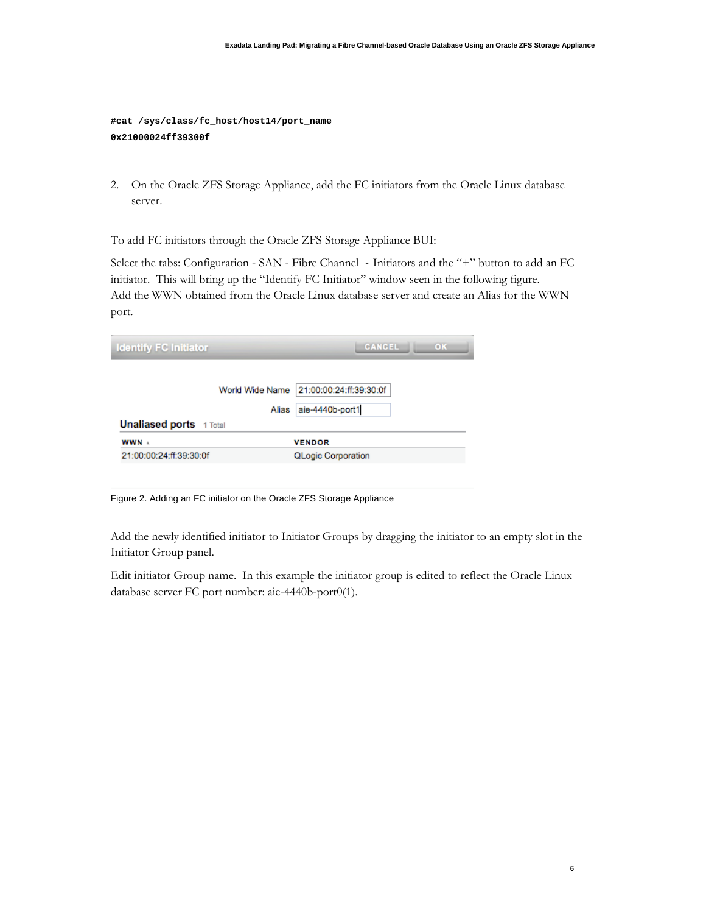```
#cat /sys/class/fc_host/host14/port_name
0x21000024ff39300f
```

2. On the Oracle ZFS Storage Appliance, add the FC initiators from the Oracle Linux database server.

To add FC initiators through the Oracle ZFS Storage Appliance BUI:

Select the tabs: Configuration - SAN - Fibre Channel - Initiators and the "+" button to add an FC initiator. This will bring up the "Identify FC Initiator" window seen in the following figure. Add the WWN obtained from the Oracle Linux database server and create an Alias for the WWN port.

Figure 2. Adding an FC initiator on the Oracle ZFS Storage Appliance

Add the newly identified initiator to Initiator Groups by dragging the initiator to an empty slot in the Initiator Group panel.

Edit initiator Group name. In this example the initiator group is edited to reflect the Oracle Linux database server FC port number: aie-4440b-port0(1).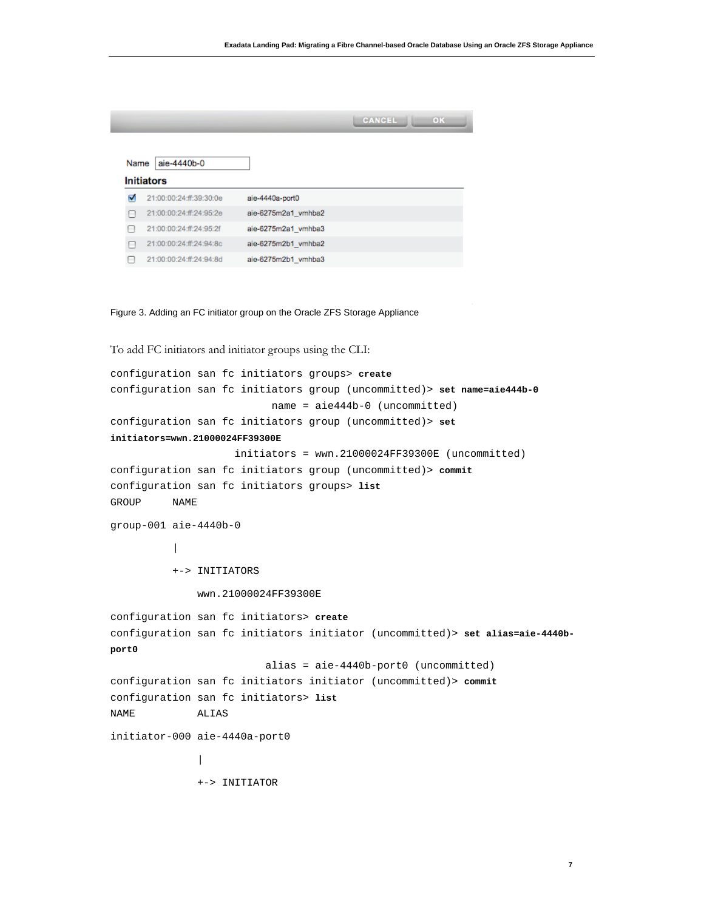Figure 3. Adding an FC initiator group on the Oracle ZFS Storage Appliance

To add FC initiators and initiator groups using the CLI:

```
configuration san fc initiators groups> create
configuration san fc initiators group (uncommitted)> set name=aie444b-0
                          name = aie444b-0 (uncommitted)
configuration san fc initiators group (uncommitted)> set
initiators=wwn.21000024FF39300E
                    initiators = wwn.21000024FF39300E (uncommitted)
configuration san fc initiators group (uncommitted)> commit
configuration san fc initiators groups> list
GROUP     NAME

group-001 aie-4440b-0

          |

          +-> INITIATORS

              wwn.21000024FF39300E

configuration san fc initiators> create
configuration san fc initiators initiator (uncommitted)> set alias=aie-4440b-
port0
                         alias = aie-4440b-port0 (uncommitted)
configuration san fc initiators initiator (uncommitted)> commit
configuration san fc initiators> list
NAME          ALIAS

initiator-000 aie-4440a-port0

              |

              +-> INITIATOR
```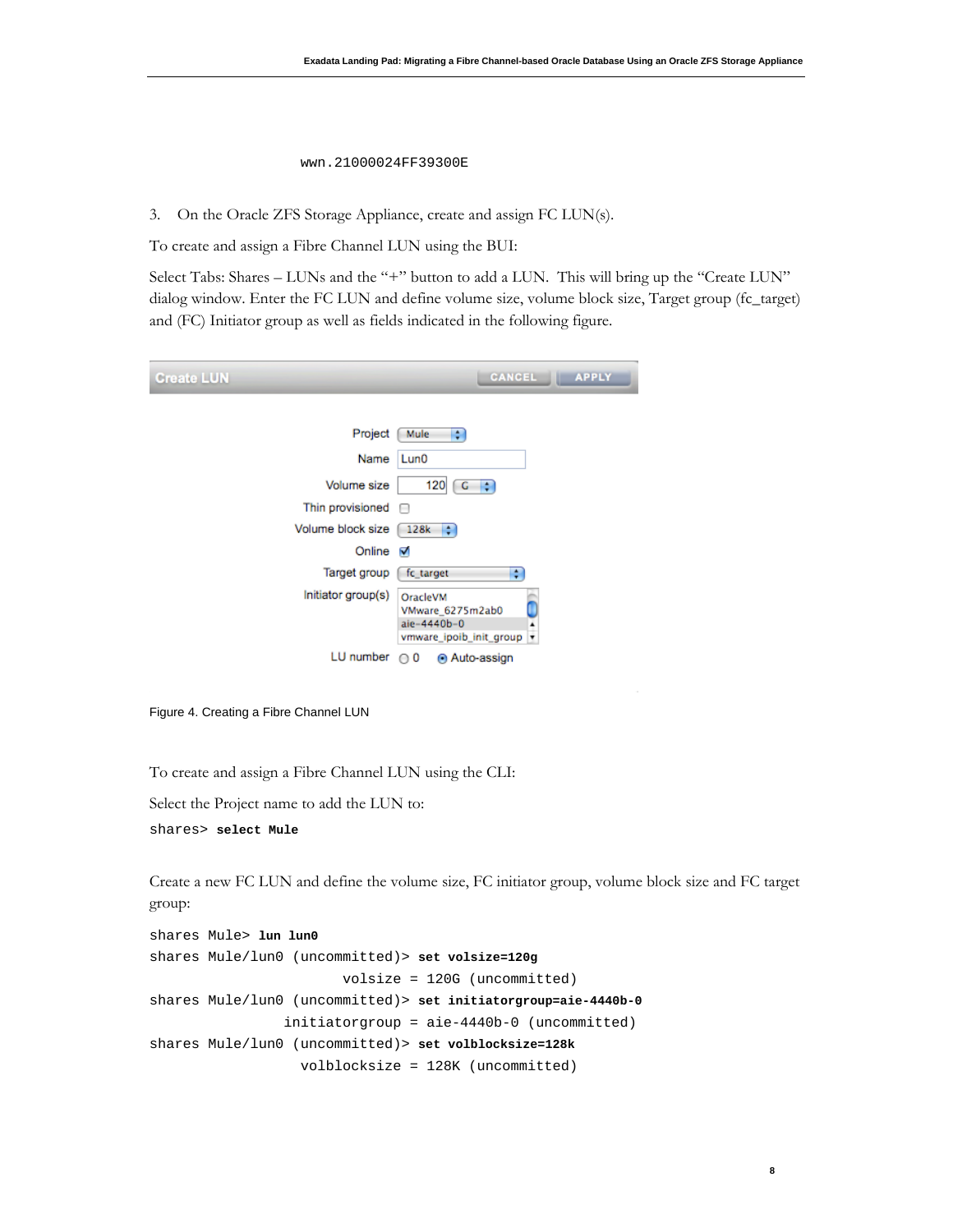```
wwn.21000024FF39300E
```

3. On the Oracle ZFS Storage Appliance, create and assign FC LUN(s).

To create and assign a Fibre Channel LUN using the BUI:

Select Tabs: Shares – LUNs and the "+" button to add a LUN. This will bring up the "Create LUN" dialog window. Enter the FC LUN and define volume size, volume block size, Target group (fc_target) and (FC) Initiator group as well as fields indicated in the following figure.

Figure 4. Creating a Fibre Channel LUN

To create and assign a Fibre Channel LUN using the CLI:

Select the Project name to add the LUN to:

```
shares> select Mule
```

Create a new FC LUN and define the volume size, FC initiator group, volume block size and FC target group:

```
shares Mule> lun lun0
shares Mule/lun0 (uncommitted)> set volsize=120g
                         volsize = 120G (uncommitted)
shares Mule/lun0 (uncommitted)> set initiatorgroup=aie-4440b-0
                  initiatorgroup = aie-4440b-0 (uncommitted)
shares Mule/lun0 (uncommitted)> set volblocksize=128k
                    volblocksize = 128K (uncommitted)
```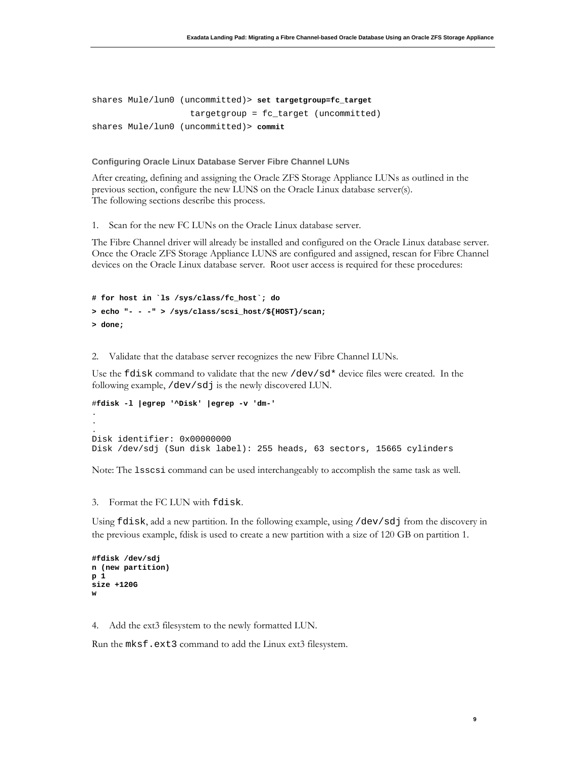```
shares Mule/lun0 (uncommitted)> set targetgroup=fc_target
                    targetgroup = fc_target (uncommitted)
shares Mule/lun0 (uncommitted)> commit
```

### Configuring Oracle Linux Database Server Fibre Channel LUNs

After creating, defining and assigning the Oracle ZFS Storage Appliance LUNs as outlined in the previous section, configure the new LUNS on the Oracle Linux database server(s).
The following sections describe this process.

1. Scan for the new FC LUNs on the Oracle Linux database server.

The Fibre Channel driver will already be installed and configured on the Oracle Linux database server. Once the Oracle ZFS Storage Appliance LUNS are configured and assigned, rescan for Fibre Channel devices on the Oracle Linux database server. Root user access is required for these procedures:

```
# for host in `ls /sys/class/fc_host`; do
> echo "- - -" > /sys/class/scsi_host/${HOST}/scan;
> done;
```

2. Validate that the database server recognizes the new Fibre Channel LUNs.

Use the `fdisk` command to validate that the new `/dev/sd*` device files were created. In the following example, `/dev/sdj` is the newly discovered LUN.

```
#fdisk -l |egrep '^Disk' |egrep -v 'dm-'
.
.
.
Disk identifier: 0x00000000
Disk /dev/sdj (Sun disk label): 255 heads, 63 sectors, 15665 cylinders
```

Note: The `lsscsi` command can be used interchangeably to accomplish the same task as well.

3. Format the FC LUN with `fdisk`.

Using `fdisk`, add a new partition. In the following example, using `/dev/sdj` from the discovery in the previous example, fdisk is used to create a new partition with a size of 120 GB on partition 1.

```
#fdisk /dev/sdj
n (new partition)
p 1
size +120G
w
```

4. Add the ext3 filesystem to the newly formatted LUN.

Run the `mksf.ext3` command to add the Linux ext3 filesystem.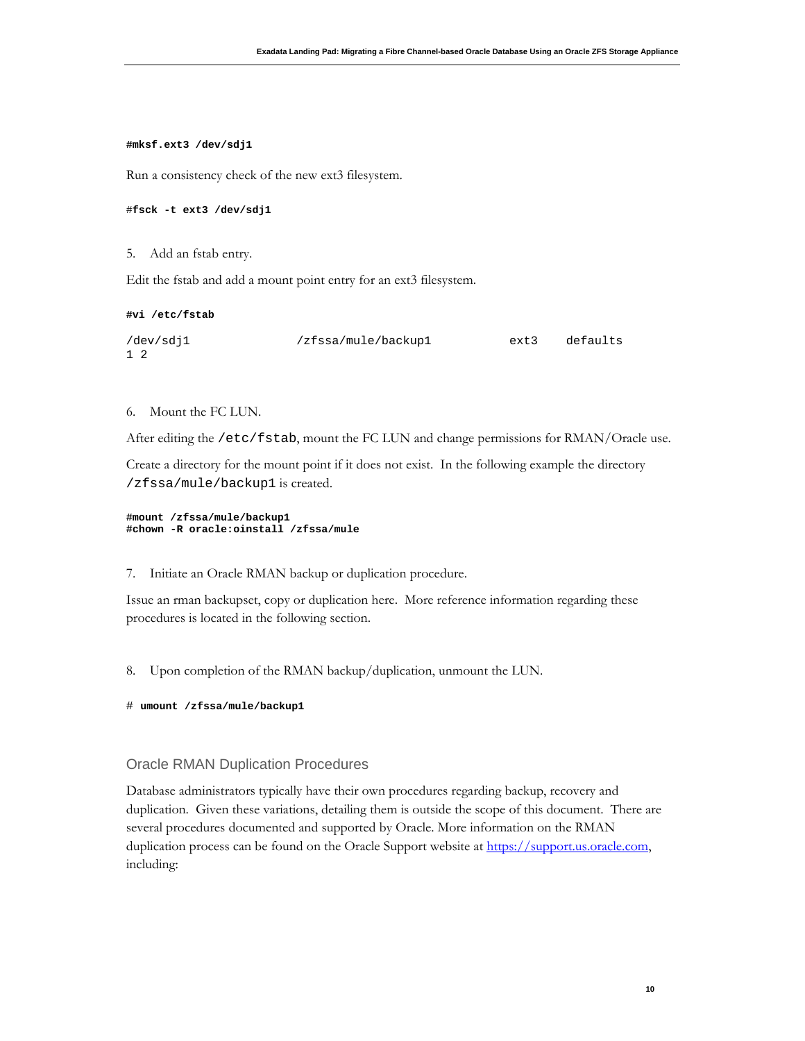```
#mksf.ext3 /dev/sdj1
```

Run a consistency check of the new ext3 filesystem.

```
#fsck -t ext3 /dev/sdj1
```

5. Add an fstab entry.

Edit the fstab and add a mount point entry for an ext3 filesystem.

```
#vi /etc/fstab

/dev/sdj1              /zfssa/mule/backup1          ext3    defaults
1 2
```

6. Mount the FC LUN.

After editing the `/etc/fstab`, mount the FC LUN and change permissions for RMAN/Oracle use.

Create a directory for the mount point if it does not exist. In the following example the directory `/zfssa/mule/backup1` is created.

```
#mount /zfssa/mule/backup1
#chown -R oracle:oinstall /zfssa/mule
```

7. Initiate an Oracle RMAN backup or duplication procedure.

Issue an rman backupset, copy or duplication here. More reference information regarding these procedures is located in the following section.

8. Upon completion of the RMAN backup/duplication, unmount the LUN.

```
# umount /zfssa/mule/backup1
```

## Oracle RMAN Duplication Procedures

Database administrators typically have their own procedures regarding backup, recovery and duplication. Given these variations, detailing them is outside the scope of this document. There are several procedures documented and supported by Oracle. More information on the RMAN duplication process can be found on the Oracle Support website at https://support.us.oracle.com, including: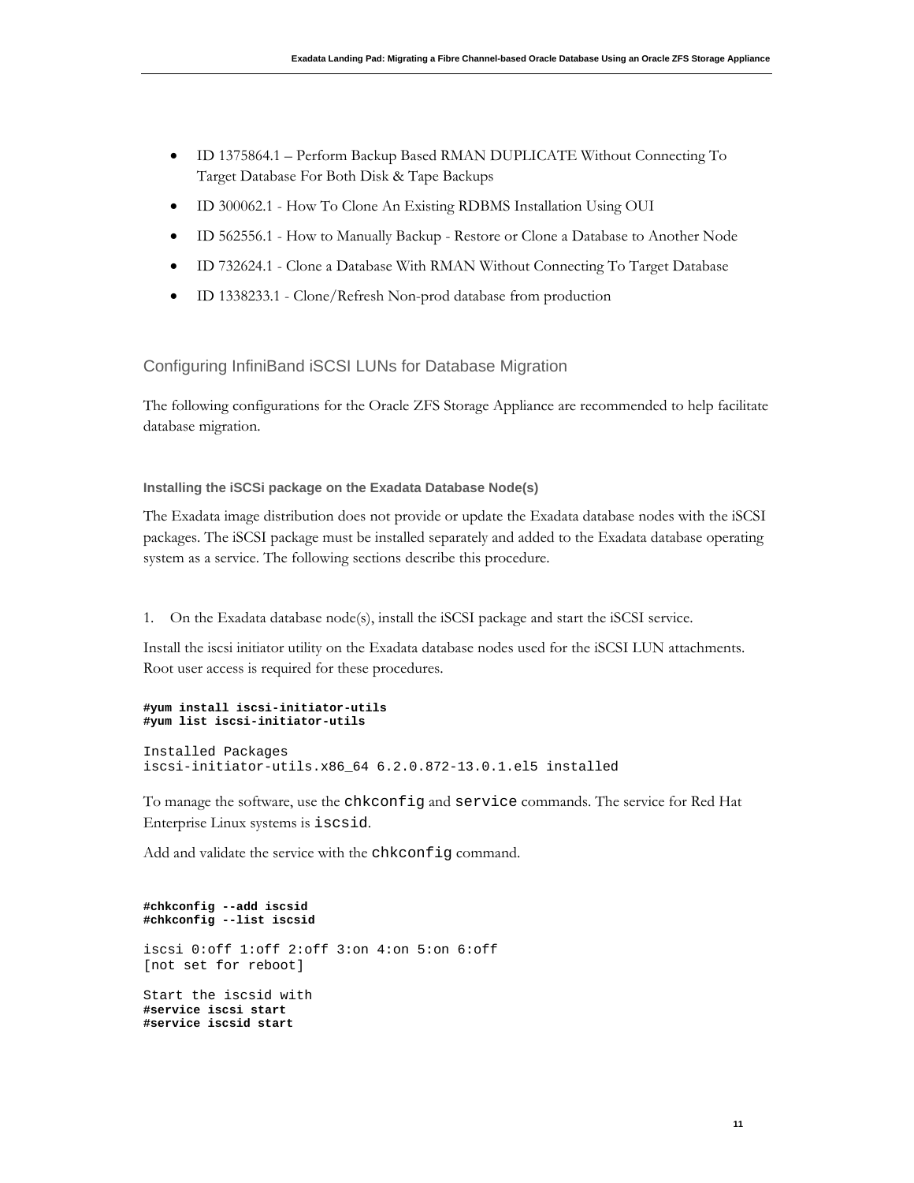- ID 1375864.1 – Perform Backup Based RMAN DUPLICATE Without Connecting To Target Database For Both Disk & Tape Backups
- ID 300062.1 - How To Clone An Existing RDBMS Installation Using OUI
- ID 562556.1 - How to Manually Backup - Restore or Clone a Database to Another Node
- ID 732624.1 - Clone a Database With RMAN Without Connecting To Target Database
- ID 1338233.1 - Clone/Refresh Non-prod database from production

## Configuring InfiniBand iSCSI LUNs for Database Migration

The following configurations for the Oracle ZFS Storage Appliance are recommended to help facilitate database migration.

### Installing the iSCSi package on the Exadata Database Node(s)

The Exadata image distribution does not provide or update the Exadata database nodes with the iSCSI packages. The iSCSI package must be installed separately and added to the Exadata database operating system as a service. The following sections describe this procedure.

1. On the Exadata database node(s), install the iSCSI package and start the iSCSI service.

Install the iscsi initiator utility on the Exadata database nodes used for the iSCSI LUN attachments. Root user access is required for these procedures.

```
#yum install iscsi-initiator-utils
#yum list iscsi-initiator-utils

Installed Packages
iscsi-initiator-utils.x86_64 6.2.0.872-13.0.1.el5 installed
```

To manage the software, use the `chkconfig` and `service` commands. The service for Red Hat Enterprise Linux systems is `iscsid`.

Add and validate the service with the `chkconfig` command.

```
#chkconfig --add iscsid
#chkconfig --list iscsid

iscsi 0:off 1:off 2:off 3:on 4:on 5:on 6:off
[not set for reboot]

Start the iscsid with
#service iscsi start
#service iscsid start
```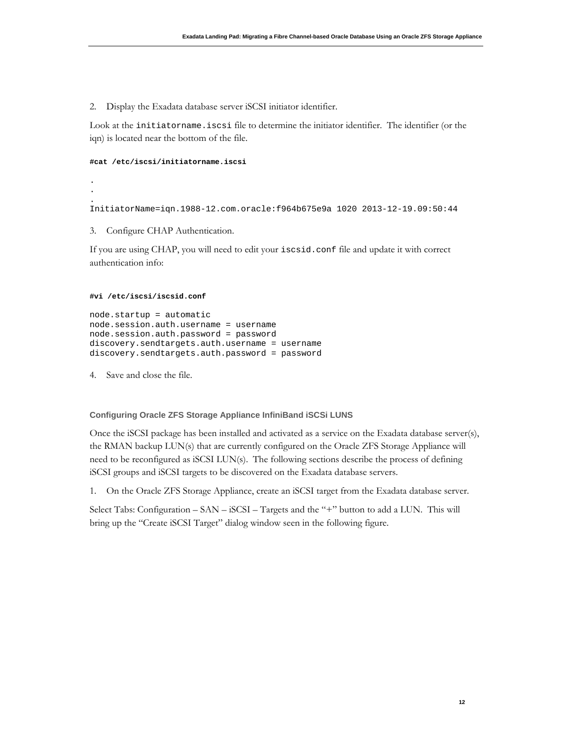2. Display the Exadata database server iSCSI initiator identifier.

Look at the `initiatorname.iscsi` file to determine the initiator identifier. The identifier (or the iqn) is located near the bottom of the file.

```
#cat /etc/iscsi/initiatorname.iscsi

.
.
.
InitiatorName=iqn.1988-12.com.oracle:f964b675e9a 1020 2013-12-19.09:50:44
```

3. Configure CHAP Authentication.

If you are using CHAP, you will need to edit your `iscsid.conf` file and update it with correct authentication info:

```
#vi /etc/iscsi/iscsid.conf

node.startup = automatic
node.session.auth.username = username
node.session.auth.password = password
discovery.sendtargets.auth.username = username
discovery.sendtargets.auth.password = password
```

4. Save and close the file.

### Configuring Oracle ZFS Storage Appliance InfiniBand iSCSi LUNS

Once the iSCSI package has been installed and activated as a service on the Exadata database server(s), the RMAN backup LUN(s) that are currently configured on the Oracle ZFS Storage Appliance will need to be reconfigured as iSCSI LUN(s). The following sections describe the process of defining iSCSI groups and iSCSI targets to be discovered on the Exadata database servers.

1. On the Oracle ZFS Storage Appliance, create an iSCSI target from the Exadata database server.

Select Tabs: Configuration – SAN – iSCSI – Targets and the "+" button to add a LUN. This will bring up the "Create iSCSI Target" dialog window seen in the following figure.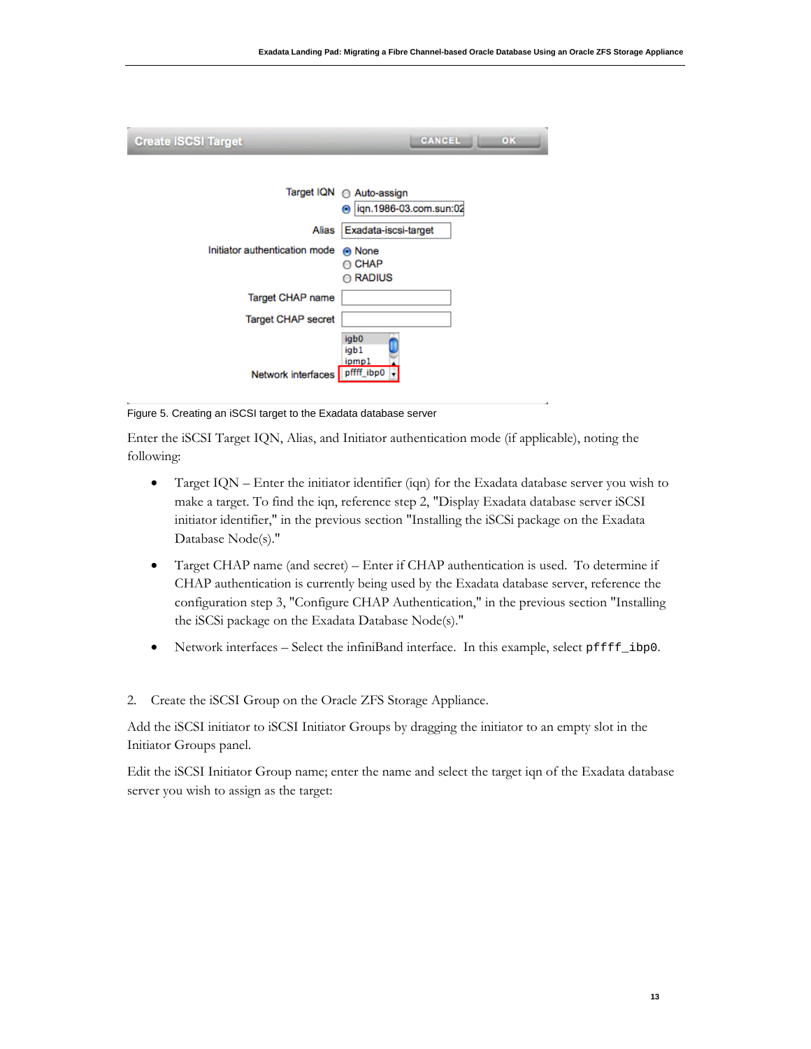Figure 5. Creating an iSCSI target to the Exadata database server

Enter the iSCSI Target IQN, Alias, and Initiator authentication mode (if applicable), noting the following:

- Target IQN – Enter the initiator identifier (iqn) for the Exadata database server you wish to make a target. To find the iqn, reference step 2, "Display Exadata database server iSCSI initiator identifier," in the previous section "Installing the iSCSi package on the Exadata Database Node(s)."
- Target CHAP name (and secret) – Enter if CHAP authentication is used. To determine if CHAP authentication is currently being used by the Exadata database server, reference the configuration step 3, "Configure CHAP Authentication," in the previous section "Installing the iSCSi package on the Exadata Database Node(s)."
- Network interfaces – Select the infiniBand interface. In this example, select `pffff_ibp0`.

2. Create the iSCSI Group on the Oracle ZFS Storage Appliance.

Add the iSCSI initiator to iSCSI Initiator Groups by dragging the initiator to an empty slot in the Initiator Groups panel.

Edit the iSCSI Initiator Group name; enter the name and select the target iqn of the Exadata database server you wish to assign as the target: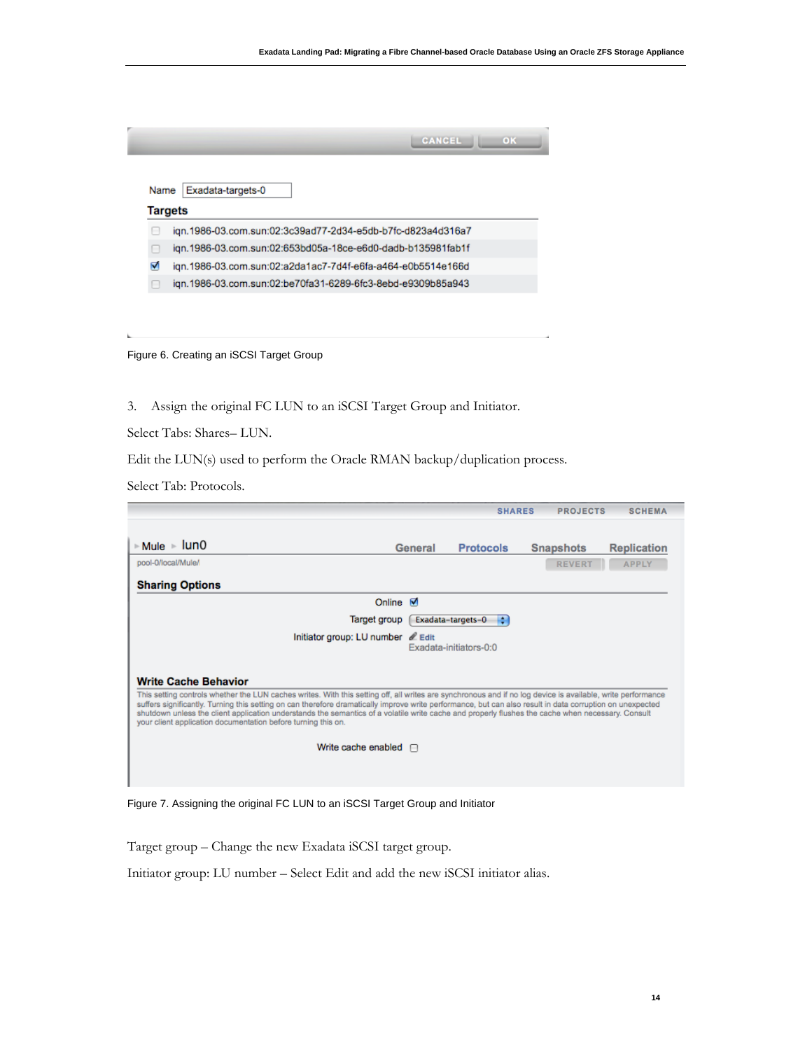Figure 6. Creating an iSCSI Target Group

3. Assign the original FC LUN to an iSCSI Target Group and Initiator.

Select Tabs: Shares– LUN.

Edit the LUN(s) used to perform the Oracle RMAN backup/duplication process.

Select Tab: Protocols.

Figure 7. Assigning the original FC LUN to an iSCSI Target Group and Initiator

Target group – Change the new Exadata iSCSI target group.

Initiator group: LU number – Select Edit and add the new iSCSI initiator alias.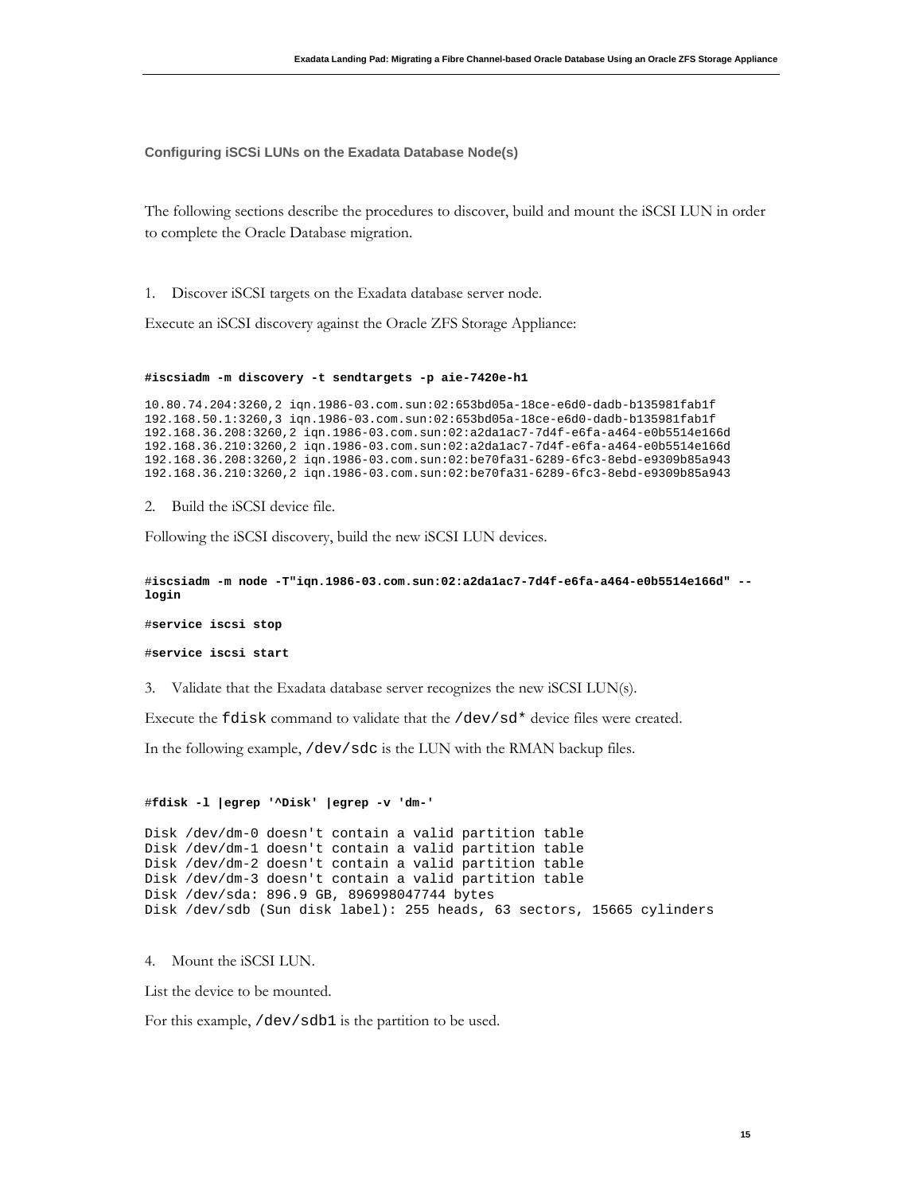### Configuring iSCSi LUNs on the Exadata Database Node(s)

The following sections describe the procedures to discover, build and mount the iSCSI LUN in order to complete the Oracle Database migration.

1. Discover iSCSI targets on the Exadata database server node.

Execute an iSCSI discovery against the Oracle ZFS Storage Appliance:

```
#iscsiadm -m discovery -t sendtargets -p aie-7420e-h1

10.80.74.204:3260,2 iqn.1986-03.com.sun:02:653bd05a-18ce-e6d0-dadb-b135981fab1f
192.168.50.1:3260,3 iqn.1986-03.com.sun:02:653bd05a-18ce-e6d0-dadb-b135981fab1f
192.168.36.208:3260,2 iqn.1986-03.com.sun:02:a2da1ac7-7d4f-e6fa-a464-e0b5514e166d
192.168.36.210:3260,2 iqn.1986-03.com.sun:02:a2da1ac7-7d4f-e6fa-a464-e0b5514e166d
192.168.36.208:3260,2 iqn.1986-03.com.sun:02:be70fa31-6289-6fc3-8ebd-e9309b85a943
192.168.36.210:3260,2 iqn.1986-03.com.sun:02:be70fa31-6289-6fc3-8ebd-e9309b85a943
```

2. Build the iSCSI device file.

Following the iSCSI discovery, build the new iSCSI LUN devices.

```
#iscsiadm -m node -T"iqn.1986-03.com.sun:02:a2da1ac7-7d4f-e6fa-a464-e0b5514e166d" --
login

#service iscsi stop

#service iscsi start
```

3. Validate that the Exadata database server recognizes the new iSCSI LUN(s).

Execute the `fdisk` command to validate that the `/dev/sd*` device files were created.

In the following example, `/dev/sdc` is the LUN with the RMAN backup files.

```
#fdisk -l |egrep '^Disk' |egrep -v 'dm-'

Disk /dev/dm-0 doesn't contain a valid partition table
Disk /dev/dm-1 doesn't contain a valid partition table
Disk /dev/dm-2 doesn't contain a valid partition table
Disk /dev/dm-3 doesn't contain a valid partition table
Disk /dev/sda: 896.9 GB, 896998047744 bytes
Disk /dev/sdb (Sun disk label): 255 heads, 63 sectors, 15665 cylinders
```

4. Mount the iSCSI LUN.

List the device to be mounted.

For this example, `/dev/sdb1` is the partition to be used.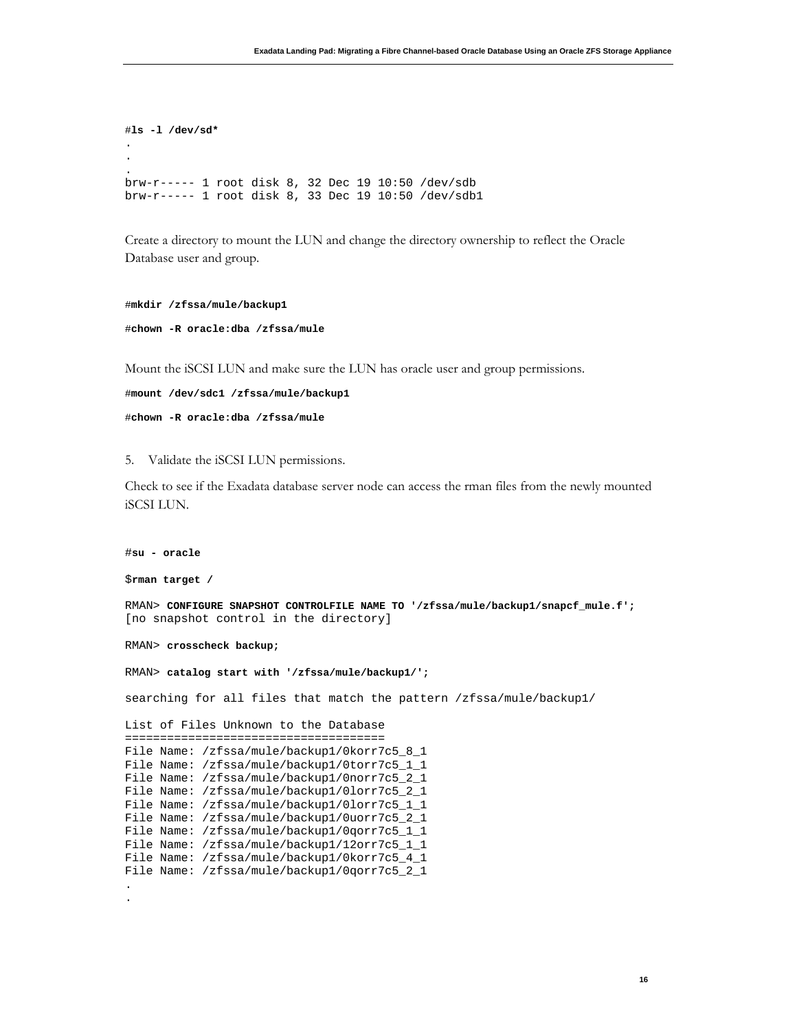```
#ls -l /dev/sd*
.
.
.
brw-r----- 1 root disk 8, 32 Dec 19 10:50 /dev/sdb
brw-r----- 1 root disk 8, 33 Dec 19 10:50 /dev/sdb1
```

Create a directory to mount the LUN and change the directory ownership to reflect the Oracle Database user and group.

```
#mkdir /zfssa/mule/backup1
#chown -R oracle:dba /zfssa/mule
```

Mount the iSCSI LUN and make sure the LUN has oracle user and group permissions.

```
#mount /dev/sdc1 /zfssa/mule/backup1
#chown -R oracle:dba /zfssa/mule
```

5. Validate the iSCSI LUN permissions.

Check to see if the Exadata database server node can access the rman files from the newly mounted iSCSI LUN.

```
#su - oracle

$rman target /

RMAN> CONFIGURE SNAPSHOT CONTROLFILE NAME TO '/zfssa/mule/backup1/snapcf_mule.f';
[no snapshot control in the directory]

RMAN> crosscheck backup;

RMAN> catalog start with '/zfssa/mule/backup1/';

searching for all files that match the pattern /zfssa/mule/backup1/

List of Files Unknown to the Database
=====================================
File Name: /zfssa/mule/backup1/0korr7c5_8_1
File Name: /zfssa/mule/backup1/0torr7c5_1_1
File Name: /zfssa/mule/backup1/0norr7c5_2_1
File Name: /zfssa/mule/backup1/0lorr7c5_2_1
File Name: /zfssa/mule/backup1/0lorr7c5_1_1
File Name: /zfssa/mule/backup1/0uorr7c5_2_1
File Name: /zfssa/mule/backup1/0qorr7c5_1_1
File Name: /zfssa/mule/backup1/12orr7c5_1_1
File Name: /zfssa/mule/backup1/0korr7c5_4_1
File Name: /zfssa/mule/backup1/0qorr7c5_2_1
.
.
```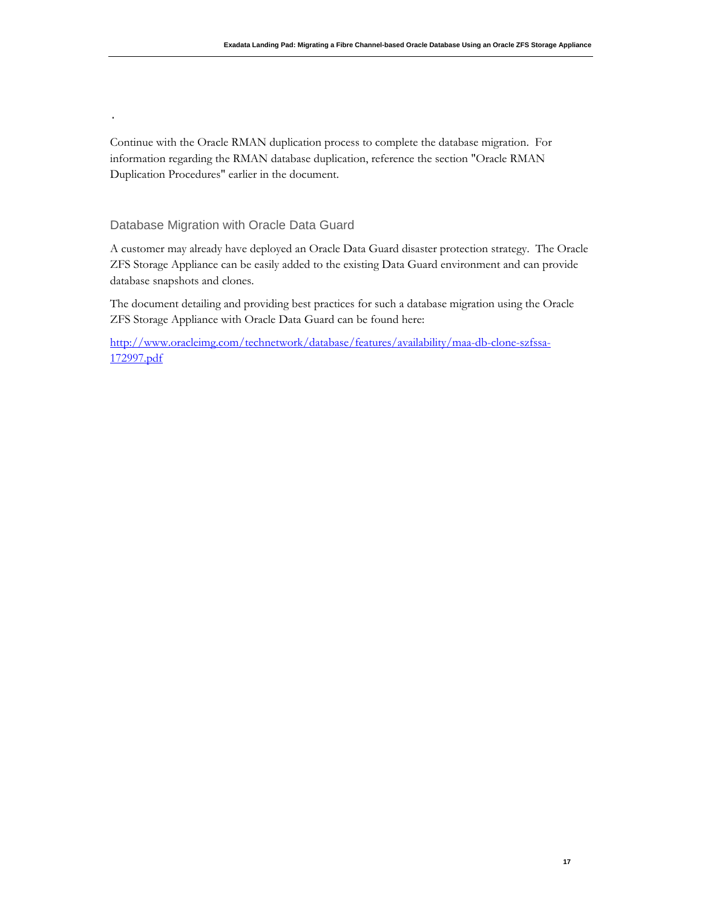.

Continue with the Oracle RMAN duplication process to complete the database migration. For information regarding the RMAN database duplication, reference the section "Oracle RMAN Duplication Procedures" earlier in the document.

## Database Migration with Oracle Data Guard

A customer may already have deployed an Oracle Data Guard disaster protection strategy. The Oracle ZFS Storage Appliance can be easily added to the existing Data Guard environment and can provide database snapshots and clones.

The document detailing and providing best practices for such a database migration using the Oracle ZFS Storage Appliance with Oracle Data Guard can be found here:

[http://www.oracleimg.com/technetwork/database/features/availability/maa-db-clone-szfssa-172997.pdf](http://www.oracleimg.com/technetwork/database/features/availability/maa-db-clone-szfssa-172997.pdf)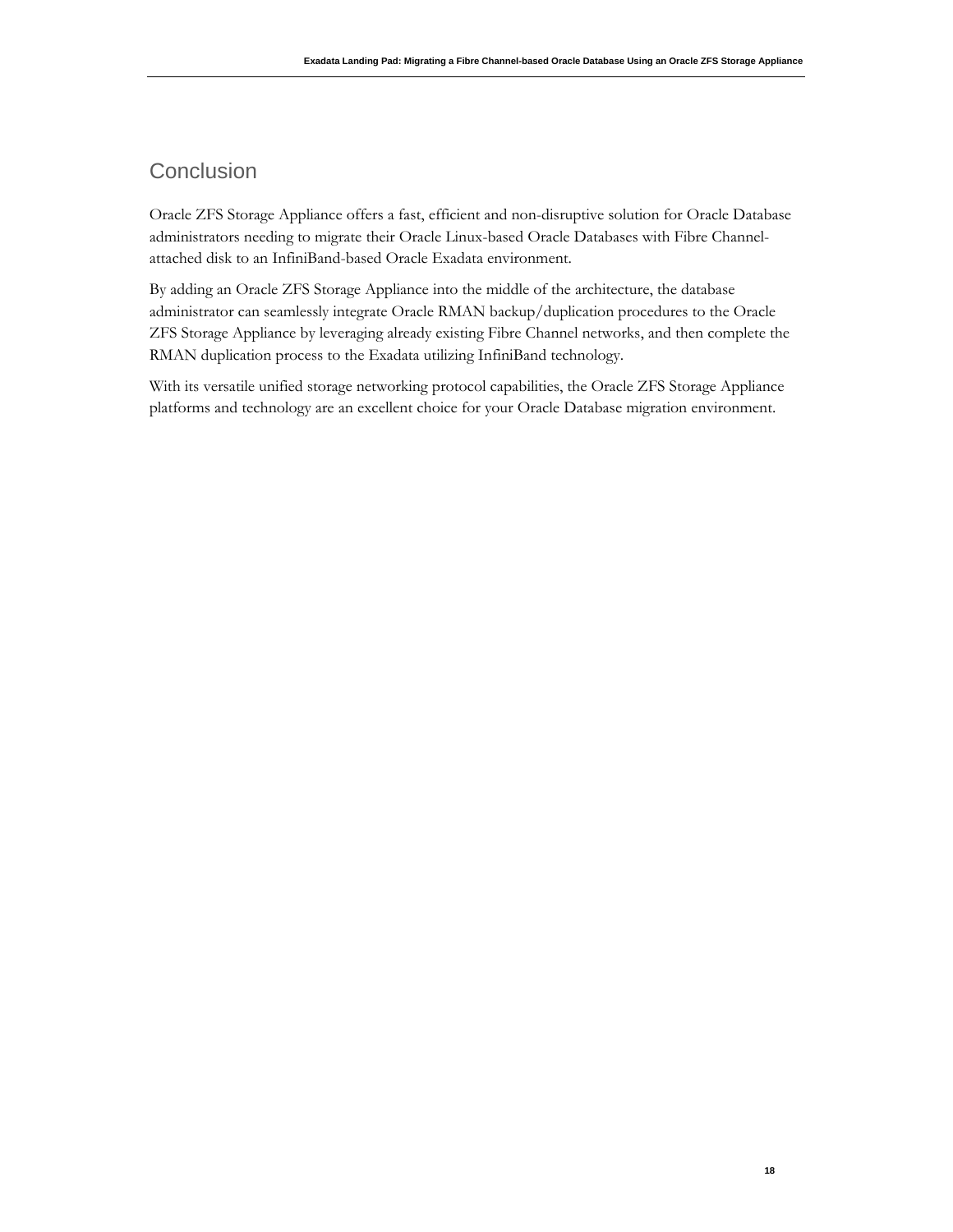## Conclusion

Oracle ZFS Storage Appliance offers a fast, efficient and non-disruptive solution for Oracle Database administrators needing to migrate their Oracle Linux-based Oracle Databases with Fibre Channel-attached disk to an InfiniBand-based Oracle Exadata environment.

By adding an Oracle ZFS Storage Appliance into the middle of the architecture, the database administrator can seamlessly integrate Oracle RMAN backup/duplication procedures to the Oracle ZFS Storage Appliance by leveraging already existing Fibre Channel networks, and then complete the RMAN duplication process to the Exadata utilizing InfiniBand technology.

With its versatile unified storage networking protocol capabilities, the Oracle ZFS Storage Appliance platforms and technology are an excellent choice for your Oracle Database migration environment.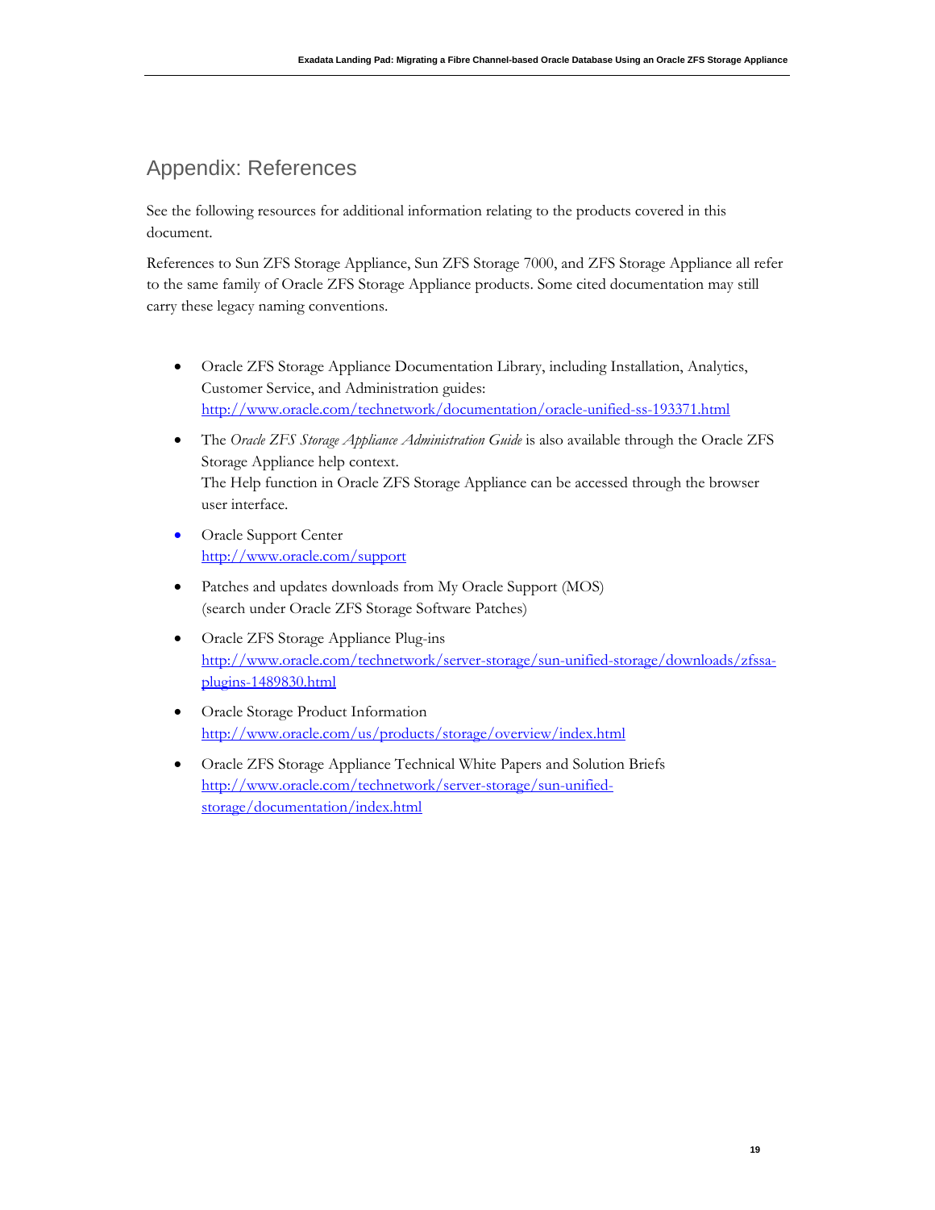## Appendix: References

See the following resources for additional information relating to the products covered in this document.

References to Sun ZFS Storage Appliance, Sun ZFS Storage 7000, and ZFS Storage Appliance all refer to the same family of Oracle ZFS Storage Appliance products. Some cited documentation may still carry these legacy naming conventions.

- Oracle ZFS Storage Appliance Documentation Library, including Installation, Analytics, Customer Service, and Administration guides:
  http://www.oracle.com/technetwork/documentation/oracle-unified-ss-193371.html
- The *Oracle ZFS Storage Appliance Administration Guide* is also available through the Oracle ZFS Storage Appliance help context.
  The Help function in Oracle ZFS Storage Appliance can be accessed through the browser user interface.
- Oracle Support Center
  http://www.oracle.com/support
- Patches and updates downloads from My Oracle Support (MOS)
  (search under Oracle ZFS Storage Software Patches)
- Oracle ZFS Storage Appliance Plug-ins
  http://www.oracle.com/technetwork/server-storage/sun-unified-storage/downloads/zfssa-plugins-1489830.html
- Oracle Storage Product Information
  http://www.oracle.com/us/products/storage/overview/index.html
- Oracle ZFS Storage Appliance Technical White Papers and Solution Briefs
  http://www.oracle.com/technetwork/server-storage/sun-unified-storage/documentation/index.html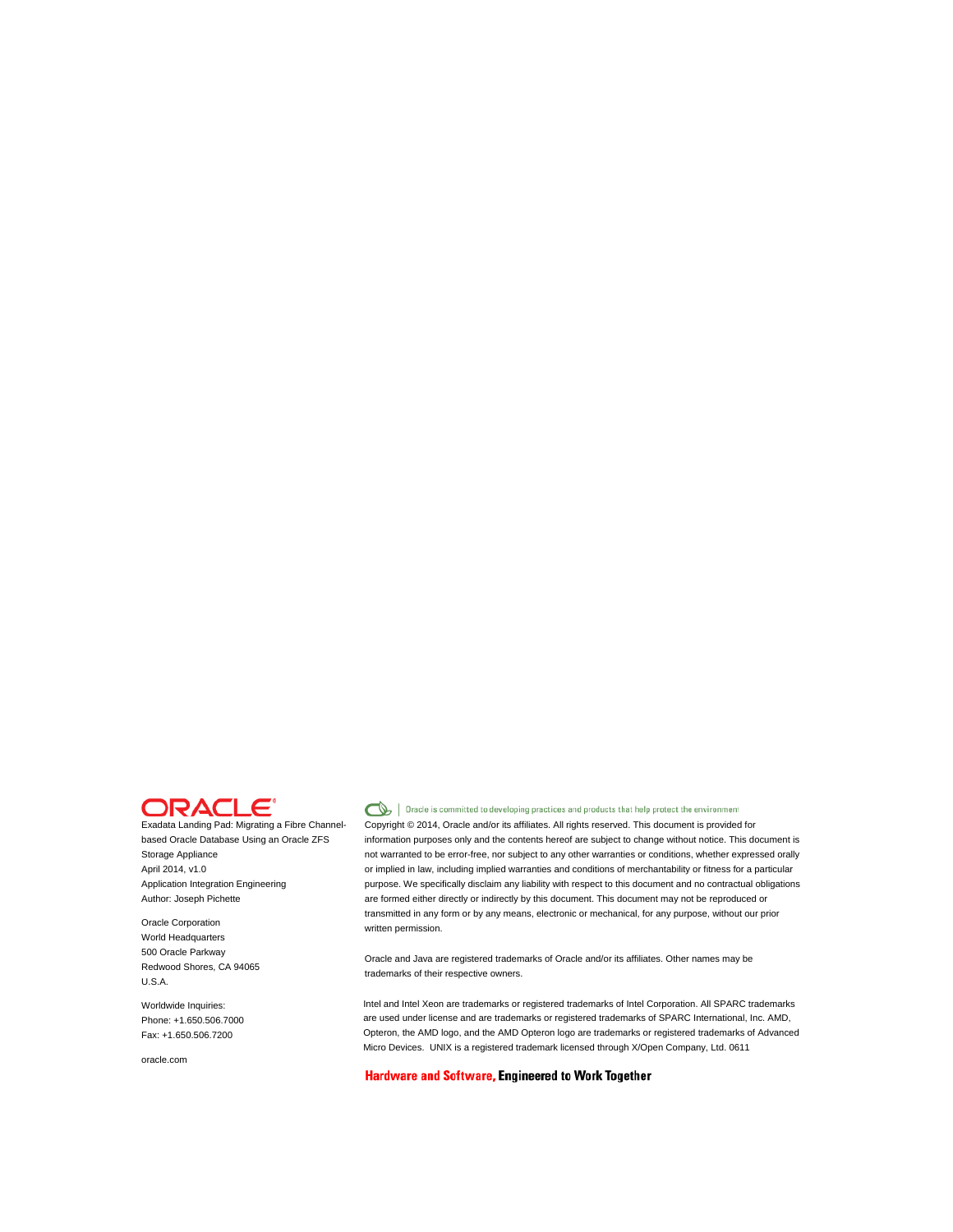ORACLE

Exadata Landing Pad: Migrating a Fibre Channel-based Oracle Database Using an Oracle ZFS Storage Appliance
April 2014, v1.0
Application Integration Engineering
Author: Joseph Pichette

Oracle Corporation
World Headquarters
500 Oracle Parkway
Redwood Shores, CA 94065
U.S.A.

Worldwide Inquiries:
Phone: +1.650.506.7000
Fax: +1.650.506.7200

oracle.com

Oracle is committed to developing practices and products that help protect the environment

Copyright © 2014, Oracle and/or its affiliates. All rights reserved. This document is provided for information purposes only and the contents hereof are subject to change without notice. This document is not warranted to be error-free, nor subject to any other warranties or conditions, whether expressed orally or implied in law, including implied warranties and conditions of merchantability or fitness for a particular purpose. We specifically disclaim any liability with respect to this document and no contractual obligations are formed either directly or indirectly by this document. This document may not be reproduced or transmitted in any form or by any means, electronic or mechanical, for any purpose, without our prior written permission.

Oracle and Java are registered trademarks of Oracle and/or its affiliates. Other names may be trademarks of their respective owners.

Intel and Intel Xeon are trademarks or registered trademarks of Intel Corporation. All SPARC trademarks are used under license and are trademarks or registered trademarks of SPARC International, Inc. AMD, Opteron, the AMD logo, and the AMD Opteron logo are trademarks or registered trademarks of Advanced Micro Devices. UNIX is a registered trademark licensed through X/Open Company, Ltd. 0611

**Hardware and Software, Engineered to Work Together**